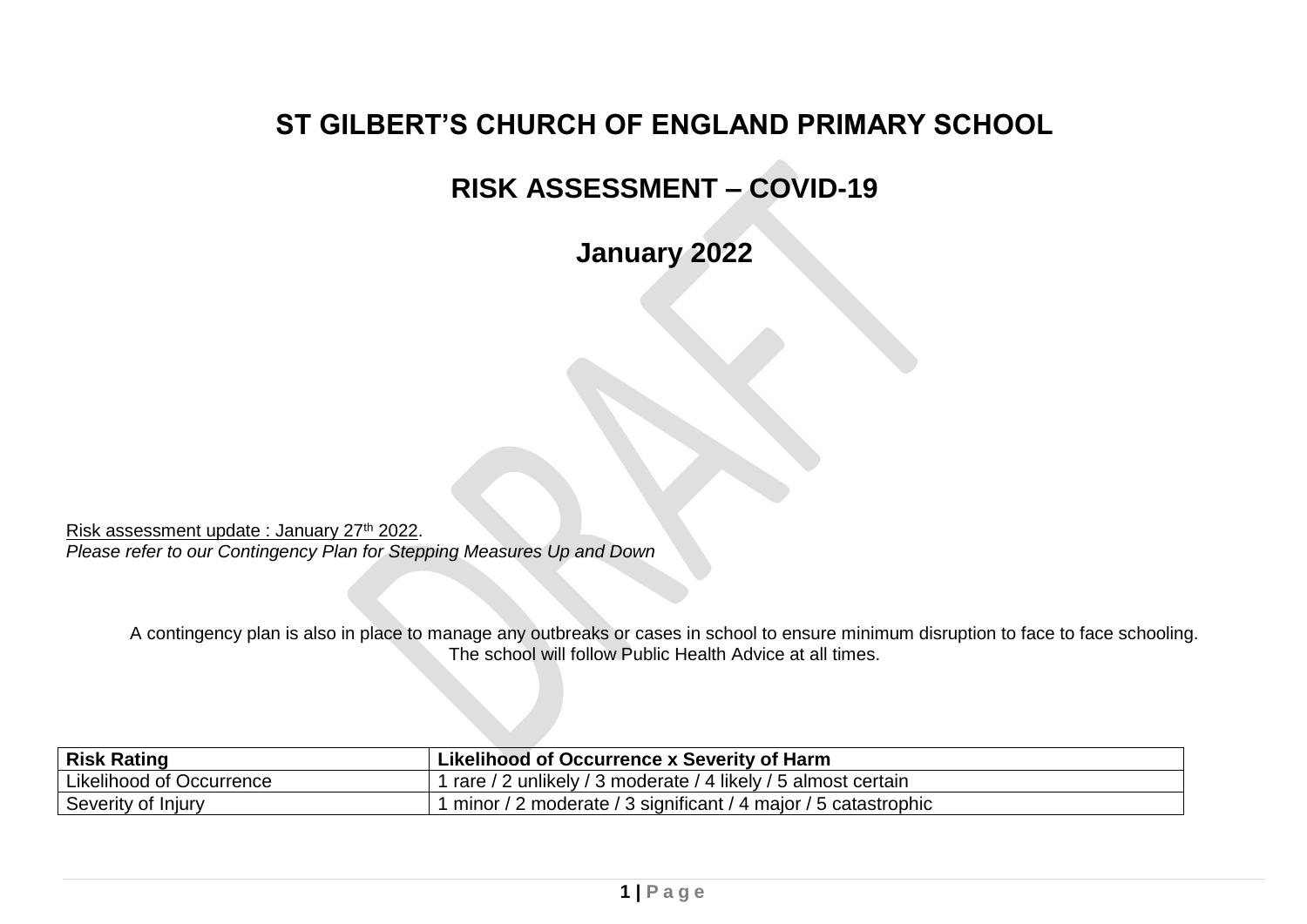# ST GILBERT'S CHURCH OF ENGLAND PRIMARY SCHOOL

# RISK ASSESSMENT – COVID-19

# January 2022

Risk assessment update : January 27th 2022.
*Please refer to our Contingency Plan for Stepping Measures Up and Down*

A contingency plan is also in place to manage any outbreaks or cases in school to ensure minimum disruption to face to face schooling. The school will follow Public Health Advice at all times.

| Risk Rating | Likelihood of Occurrence x Severity of Harm |
|---|---|
| Likelihood of Occurrence | 1 rare / 2 unlikely / 3 moderate / 4 likely / 5 almost certain |
| Severity of Injury | 1 minor / 2 moderate / 3 significant / 4 major / 5 catastrophic |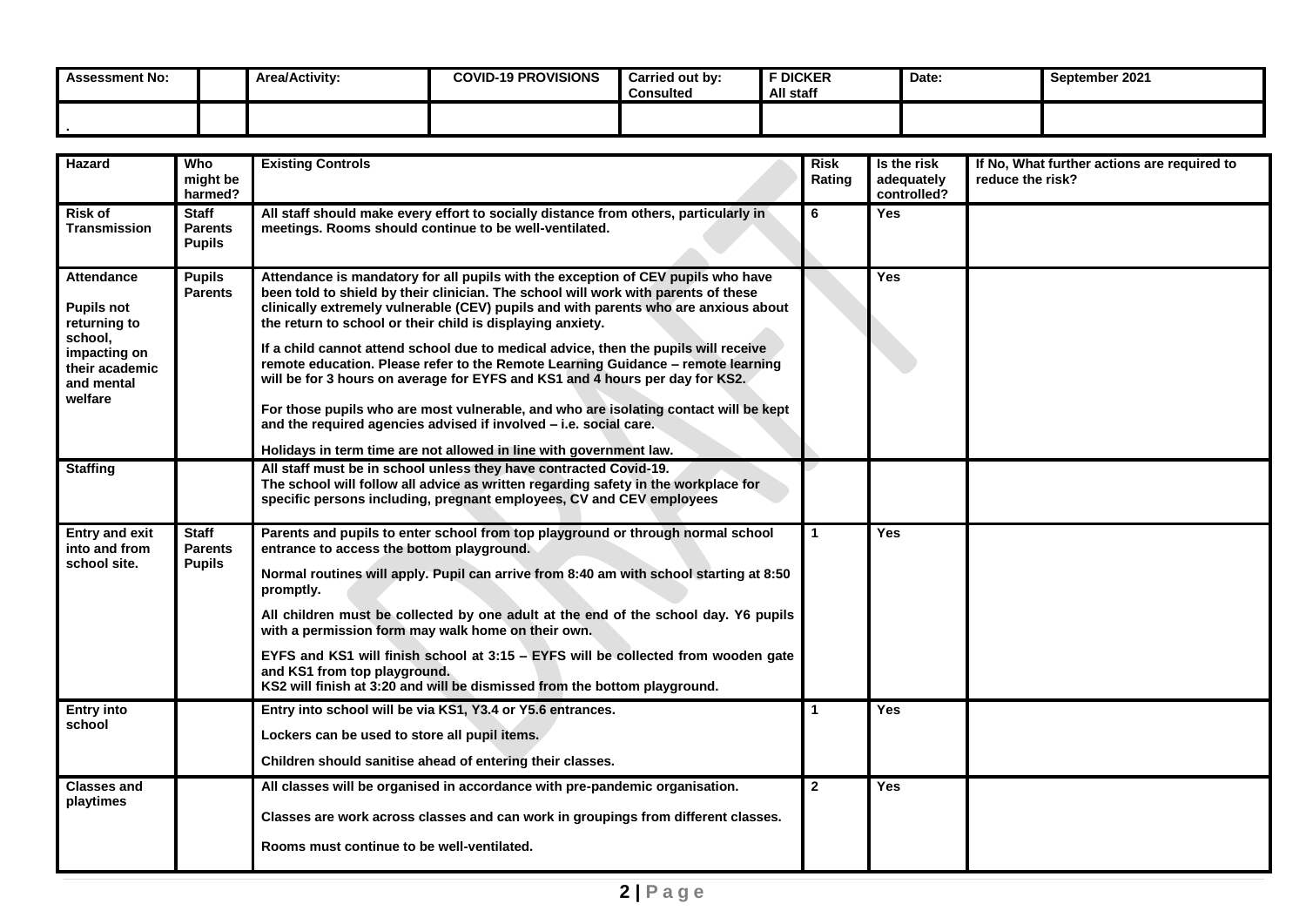| Assessment No: | | Area/Activity: | COVID-19 PROVISIONS | Carried out by: Consulted | F DICKER All staff | Date: | September 2021 |
|---|---|---|---|---|---|---|---|
| . | | | | | | | |

| Hazard | Who might be harmed? | Existing Controls | Risk Rating | Is the risk adequately controlled? | If No, What further actions are required to reduce the risk? |
|---|---|---|---|---|---|
| **Risk of Transmission** | **Staff Parents Pupils** | **All staff should make every effort to socially distance from others, particularly in meetings. Rooms should continue to be well-ventilated.** | 6 | Yes | |
| **Attendance** <br> **Pupils not returning to school, impacting on their academic and mental welfare** | **Pupils Parents** | **Attendance is mandatory for all pupils with the exception of CEV pupils who have been told to shield by their clinician. The school will work with parents of these clinically extremely vulnerable (CEV) pupils and with parents who are anxious about the return to school or their child is displaying anxiety.** <br> **If a child cannot attend school due to medical advice, then the pupils will receive remote education. Please refer to the Remote Learning Guidance – remote learning will be for 3 hours on average for EYFS and KS1 and 4 hours per day for KS2.** <br> **For those pupils who are most vulnerable, and who are isolating contact will be kept and the required agencies advised if involved – i.e. social care.** <br> **Holidays in term time are not allowed in line with government law.** | | Yes | |
| **Staffing** | | **All staff must be in school unless they have contracted Covid-19.** <br> **The school will follow all advice as written regarding safety in the workplace for specific persons including, pregnant employees, CV and CEV employees** | | | |
| **Entry and exit into and from school site.** | **Staff Parents Pupils** | **Parents and pupils to enter school from top playground or through normal school entrance to access the bottom playground.** <br> **Normal routines will apply. Pupil can arrive from 8:40 am with school starting at 8:50 promptly.** <br> **All children must be collected by one adult at the end of the school day. Y6 pupils with a permission form may walk home on their own.** <br> **EYFS and KS1 will finish school at 3:15 – EYFS will be collected from wooden gate and KS1 from top playground.** <br> **KS2 will finish at 3:20 and will be dismissed from the bottom playground.** | 1 | Yes | |
| **Entry into school** | | **Entry into school will be via KS1, Y3.4 or Y5.6 entrances.** <br> **Lockers can be used to store all pupil items.** <br> **Children should sanitise ahead of entering their classes.** | 1 | Yes | |
| **Classes and playtimes** | | **All classes will be organised in accordance with pre-pandemic organisation.** <br> **Classes are work across classes and can work in groupings from different classes.** <br> **Rooms must continue to be well-ventilated.** | 2 | Yes | |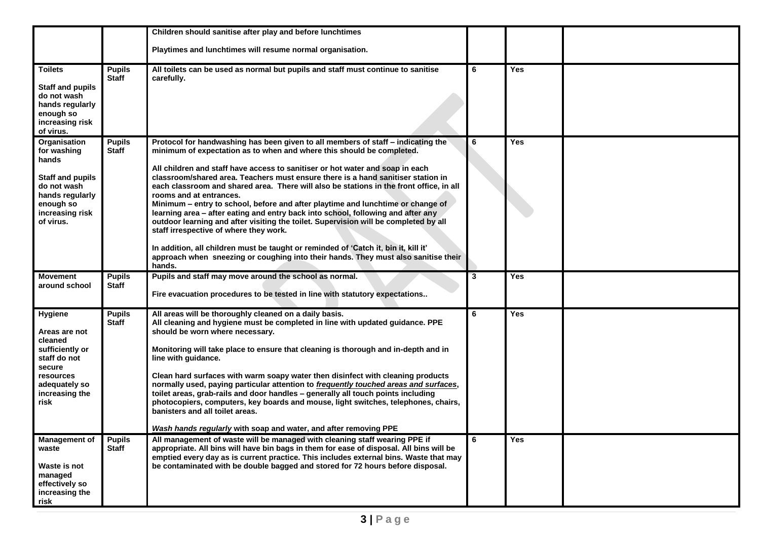| | | | | | |
|---|---|---|---|---|---|
| | | **Children should sanitise after play and before lunchtimes**<br><br>**Playtimes and lunchtimes will resume normal organisation.** | | | |
| **Toilets**<br><br>**Staff and pupils do not wash hands regularly enough so increasing risk of virus.** | **Pupils Staff** | **All toilets can be used as normal but pupils and staff must continue to sanitise carefully.** | **6** | **Yes** | |
| **Organisation for washing hands**<br><br>**Staff and pupils do not wash hands regularly enough so increasing risk of virus.** | **Pupils Staff** | **Protocol for handwashing has been given to all members of staff – indicating the minimum of expectation as to when and where this should be completed.**<br><br>**All children and staff have access to sanitiser or hot water and soap in each classroom/shared area. Teachers must ensure there is a hand sanitiser station in each classroom and shared area. There will also be stations in the front office, in all rooms and at entrances.**<br>**Minimum – entry to school, before and after playtime and lunchtime or change of learning area – after eating and entry back into school, following and after any outdoor learning and after visiting the toilet. Supervision will be completed by all staff irrespective of where they work.**<br><br>**In addition, all children must be taught or reminded of 'Catch it, bin it, kill it' approach when sneezing or coughing into their hands. They must also sanitise their hands.** | **6** | **Yes** | |
| **Movement around school** | **Pupils Staff** | **Pupils and staff may move around the school as normal.**<br><br>**Fire evacuation procedures to be tested in line with statutory expectations..** | **3** | **Yes** | |
| **Hygiene**<br><br>**Areas are not cleaned sufficiently or staff do not secure resources adequately so increasing the risk** | **Pupils Staff** | **All areas will be thoroughly cleaned on a daily basis.**<br>**All cleaning and hygiene must be completed in line with updated guidance. PPE should be worn where necessary.**<br><br>**Monitoring will take place to ensure that cleaning is thorough and in-depth and in line with guidance.**<br><br>**Clean hard surfaces with warm soapy water then disinfect with cleaning products normally used, paying particular attention to *frequently touched areas and surfaces*, toilet areas, grab-rails and door handles – generally all touch points including photocopiers, computers, key boards and mouse, light switches, telephones, chairs, banisters and all toilet areas.**<br><br>***Wash hands regularly* with soap and water, and after removing PPE** | **6** | **Yes** | |
| **Management of waste**<br><br>**Waste is not managed effectively so increasing the risk** | **Pupils Staff** | **All management of waste will be managed with cleaning staff wearing PPE if appropriate. All bins will have bin bags in them for ease of disposal. All bins will be emptied every day as is current practice. This includes external bins. Waste that may be contaminated with be double bagged and stored for 72 hours before disposal.** | **6** | **Yes** | |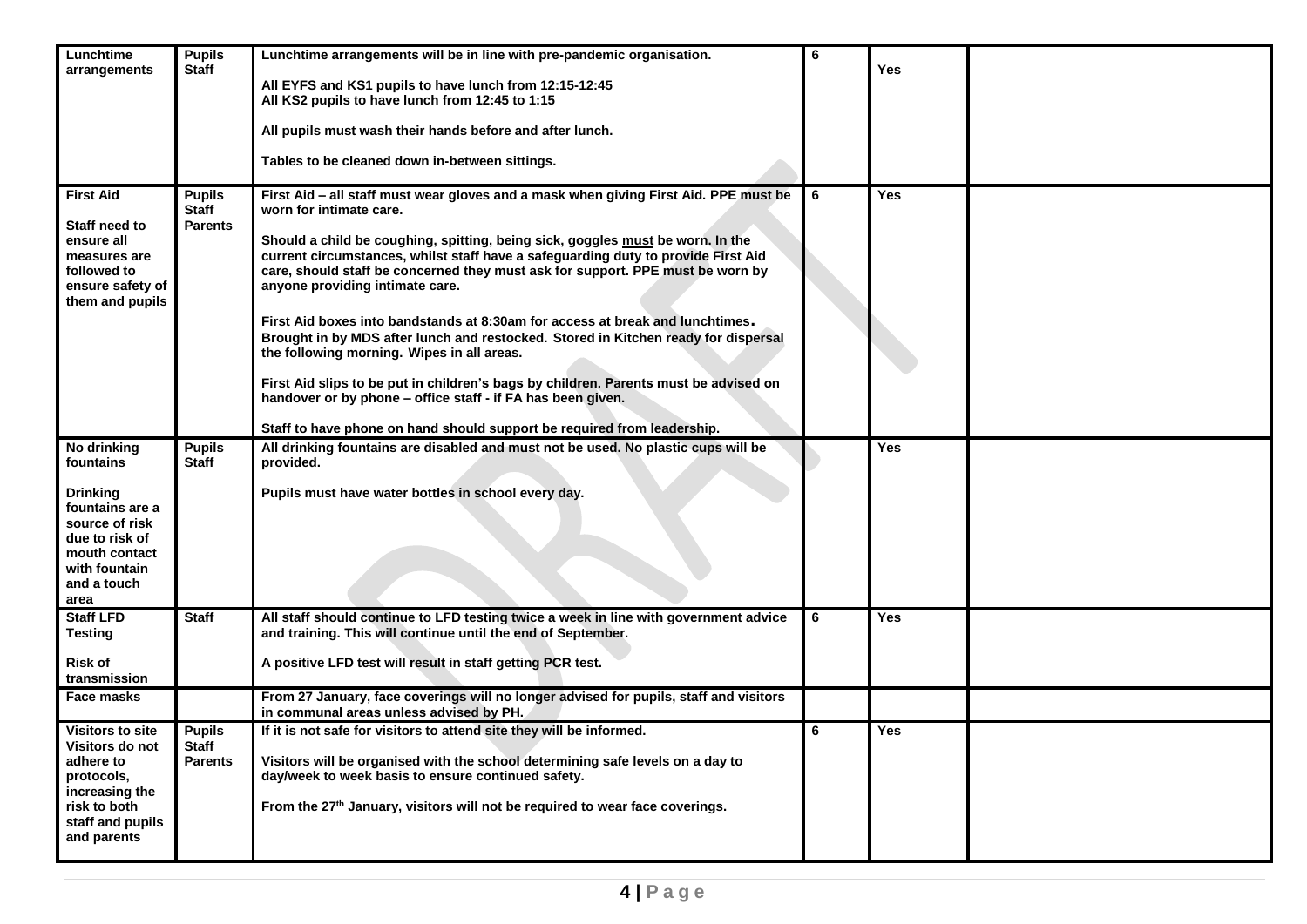| | | | | | |
|---|---|---|---|---|---|
| **Lunchtime arrangements** | **Pupils**<br>**Staff** | **Lunchtime arrangements will be in line with pre-pandemic organisation.**<br><br>**All EYFS and KS1 pupils to have lunch from 12:15-12:45**<br>**All KS2 pupils to have lunch from 12:45 to 1:15**<br><br>**All pupils must wash their hands before and after lunch.**<br><br>**Tables to be cleaned down in-between sittings.** | **6** | **Yes** | |
| **First Aid**<br><br>**Staff need to ensure all measures are followed to ensure safety of them and pupils** | **Pupils**<br>**Staff**<br>**Parents** | **First Aid – all staff must wear gloves and a mask when giving First Aid. PPE must be worn for intimate care.**<br><br>**Should a child be coughing, spitting, being sick, goggles must be worn. In the current circumstances, whilst staff have a safeguarding duty to provide First Aid care, should staff be concerned they must ask for support. PPE must be worn by anyone providing intimate care.**<br><br>**First Aid boxes into bandstands at 8:30am for access at break and lunchtimes. Brought in by MDS after lunch and restocked. Stored in Kitchen ready for dispersal the following morning. Wipes in all areas.**<br><br>**First Aid slips to be put in children's bags by children. Parents must be advised on handover or by phone – office staff - if FA has been given.**<br><br>**Staff to have phone on hand should support be required from leadership.** | **6** | **Yes** | |
| **No drinking fountains**<br><br>**Drinking fountains are a source of risk due to risk of mouth contact with fountain and a touch area** | **Pupils**<br>**Staff** | **All drinking fountains are disabled and must not be used. No plastic cups will be provided.**<br><br>**Pupils must have water bottles in school every day.** | | **Yes** | |
| **Staff LFD Testing**<br><br>**Risk of transmission** | **Staff** | **All staff should continue to LFD testing twice a week in line with government advice and training. This will continue until the end of September.**<br><br>**A positive LFD test will result in staff getting PCR test.** | **6** | **Yes** | |
| **Face masks** | | **From 27 January, face coverings will no longer advised for pupils, staff and visitors in communal areas unless advised by PH.** | | | |
| **Visitors to site**<br>**Visitors do not adhere to protocols, increasing the risk to both staff and pupils and parents** | **Pupils**<br>**Staff**<br>**Parents** | **If it is not safe for visitors to attend site they will be informed.**<br><br>**Visitors will be organised with the school determining safe levels on a day to day/week to week basis to ensure continued safety.**<br><br>**From the 27th January, visitors will not be required to wear face coverings.** | **6** | **Yes** | |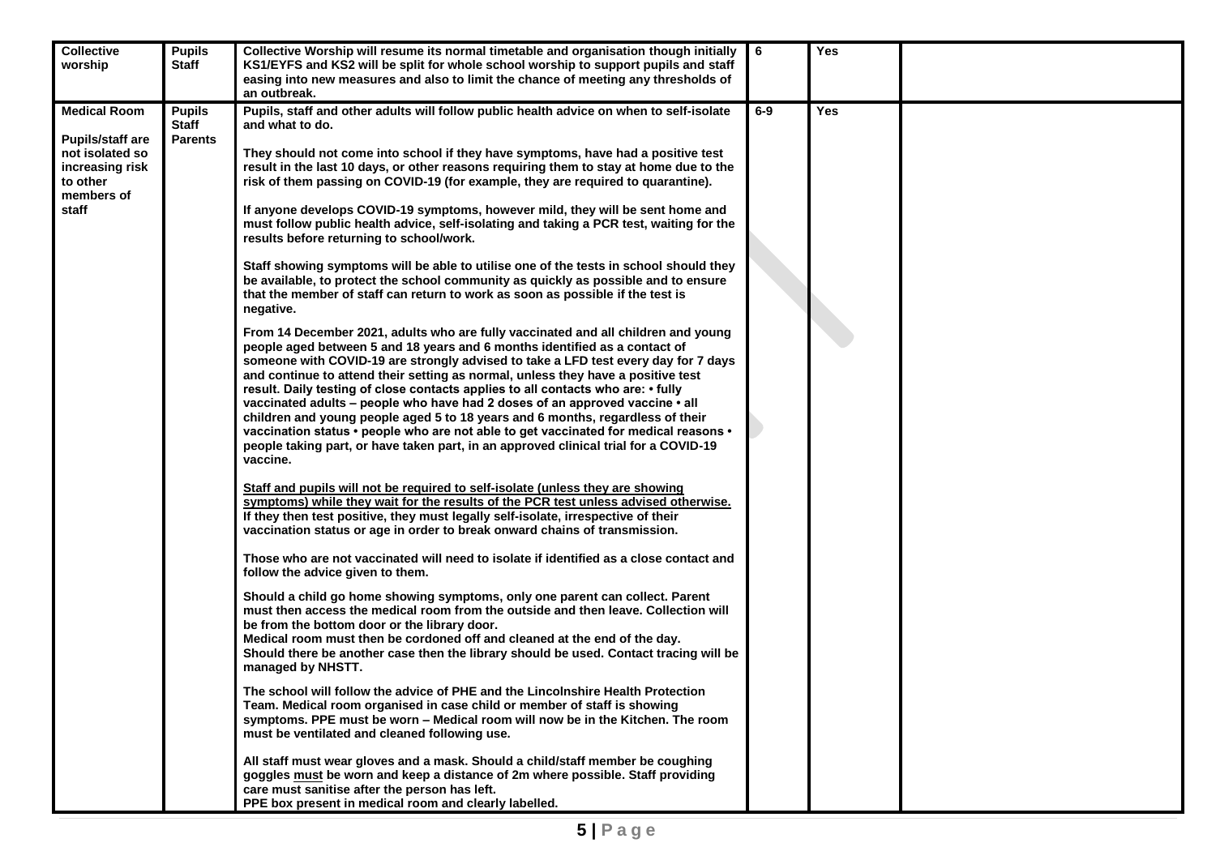| | | | | | |
|---|---|---|---|---|---|
| **Collective worship** | **Pupils Staff** | **Collective Worship will resume its normal timetable and organisation though initially KS1/EYFS and KS2 will be split for whole school worship to support pupils and staff easing into new measures and also to limit the chance of meeting any thresholds of an outbreak.** | **6** | **Yes** | |
| **Medical Room**<br><br>**Pupils/staff are not isolated so increasing risk to other members of staff** | **Pupils Staff Parents** | **Pupils, staff and other adults will follow public health advice on when to self-isolate and what to do.**<br><br>**They should not come into school if they have symptoms, have had a positive test result in the last 10 days, or other reasons requiring them to stay at home due to the risk of them passing on COVID-19 (for example, they are required to quarantine).**<br><br>**If anyone develops COVID-19 symptoms, however mild, they will be sent home and must follow public health advice, self-isolating and taking a PCR test, waiting for the results before returning to school/work.**<br><br>**Staff showing symptoms will be able to utilise one of the tests in school should they be available, to protect the school community as quickly as possible and to ensure that the member of staff can return to work as soon as possible if the test is negative.**<br><br>**From 14 December 2021, adults who are fully vaccinated and all children and young people aged between 5 and 18 years and 6 months identified as a contact of someone with COVID-19 are strongly advised to take a LFD test every day for 7 days and continue to attend their setting as normal, unless they have a positive test result. Daily testing of close contacts applies to all contacts who are: • fully vaccinated adults – people who have had 2 doses of an approved vaccine • all children and young people aged 5 to 18 years and 6 months, regardless of their vaccination status • people who are not able to get vaccinated for medical reasons • people taking part, or have taken part, in an approved clinical trial for a COVID-19 vaccine.**<br><br>**<u>Staff and pupils will not be required to self-isolate (unless they are showing symptoms) while they wait for the results of the PCR test unless advised otherwise.</u> If they then test positive, they must legally self-isolate, irrespective of their vaccination status or age in order to break onward chains of transmission.**<br><br>**Those who are not vaccinated will need to isolate if identified as a close contact and follow the advice given to them.**<br><br>**Should a child go home showing symptoms, only one parent can collect. Parent must then access the medical room from the outside and then leave. Collection will be from the bottom door or the library door.**<br>**Medical room must then be cordoned off and cleaned at the end of the day.**<br>**Should there be another case then the library should be used. Contact tracing will be managed by NHSTT.**<br><br>**The school will follow the advice of PHE and the Lincolnshire Health Protection Team. Medical room organised in case child or member of staff is showing symptoms. PPE must be worn – Medical room will now be in the Kitchen. The room must be ventilated and cleaned following use.**<br><br>**All staff must wear gloves and a mask. Should a child/staff member be coughing goggles <u>must</u> be worn and keep a distance of 2m where possible. Staff providing care must sanitise after the person has left.**<br>**PPE box present in medical room and clearly labelled.** | **6-9** | **Yes** | |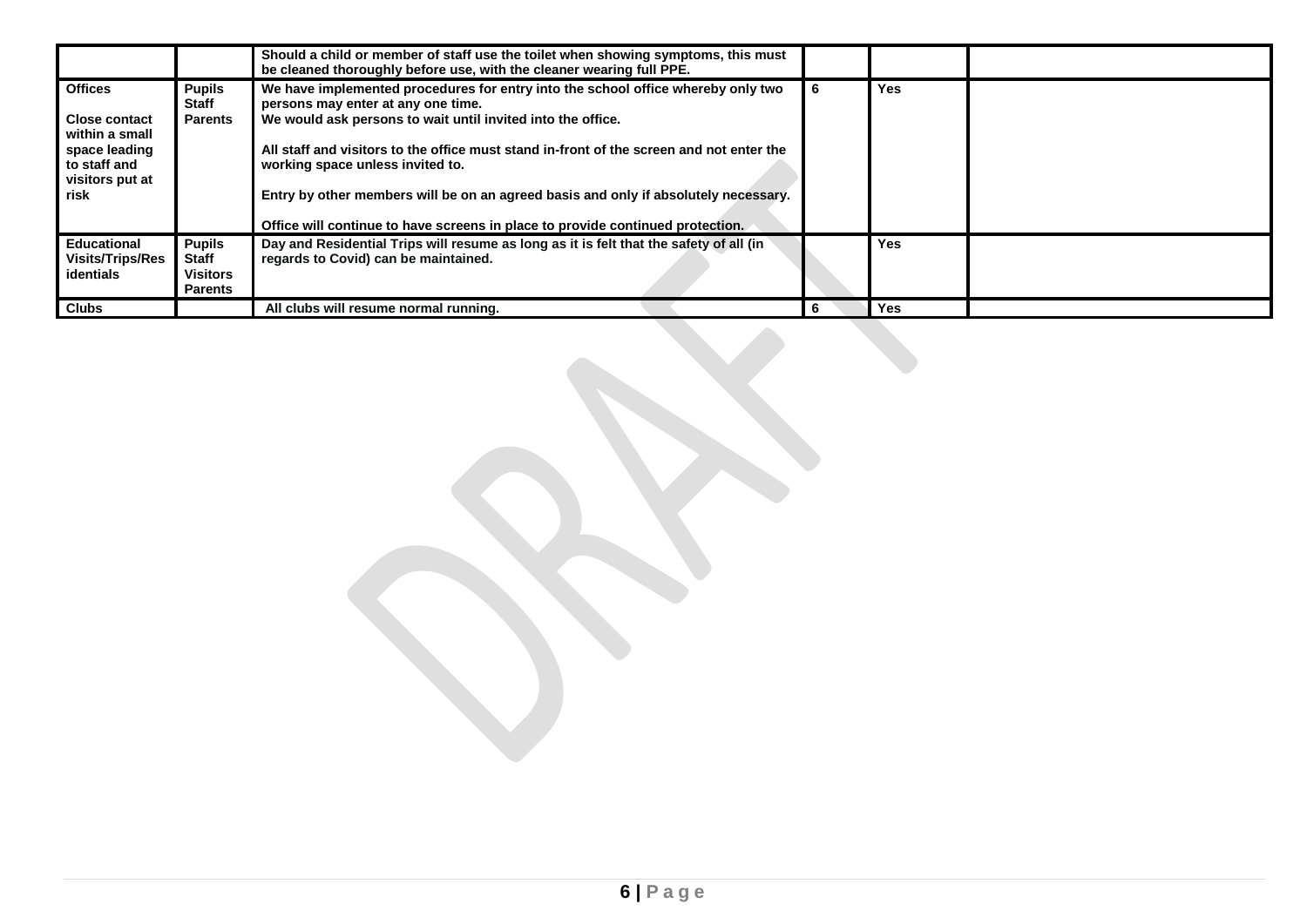| | | | | | |
|---|---|---|---|---|---|
| | | Should a child or member of staff use the toilet when showing symptoms, this must be cleaned thoroughly before use, with the cleaner wearing full PPE. | | | |
| **Offices**<br><br>**Close contact within a small space leading to staff and visitors put at risk** | **Pupils**<br>**Staff**<br>**Parents** | **We have implemented procedures for entry into the school office whereby only two persons may enter at any one time.**<br>**We would ask persons to wait until invited into the office.**<br><br>**All staff and visitors to the office must stand in-front of the screen and not enter the working space unless invited to.**<br><br>**Entry by other members will be on an agreed basis and only if absolutely necessary.**<br><br>**Office will continue to have screens in place to provide continued protection.** | **6** | **Yes** | |
| **Educational Visits/Trips/Residentials** | **Pupils**<br>**Staff**<br>**Visitors**<br>**Parents** | **Day and Residential Trips will resume as long as it is felt that the safety of all (in regards to Covid) can be maintained.** | | **Yes** | |
| **Clubs** | | **All clubs will resume normal running.** | **6** | **Yes** | |

DRAFT